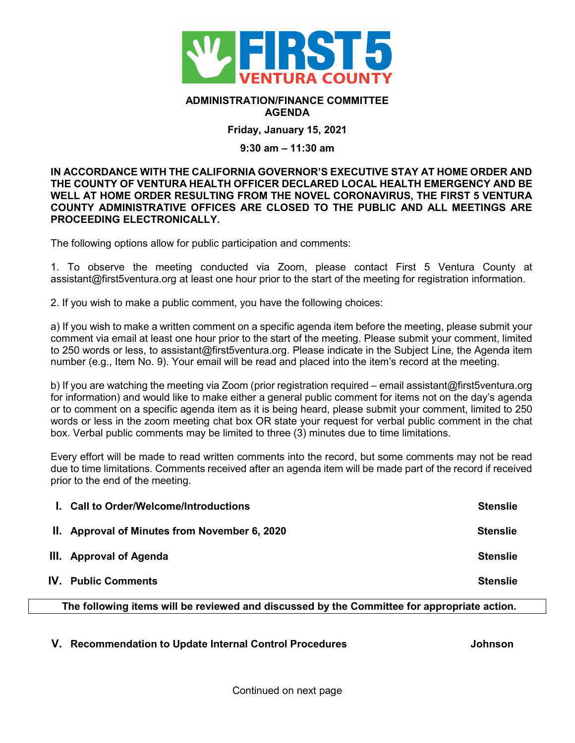**FIRST 5 VENTURA COUNTY**

# ADMINISTRATION/FINANCE COMMITTEE AGENDA

**Friday, January 15, 2021**

**9:30 am – 11:30 am**

**IN ACCORDANCE WITH THE CALIFORNIA GOVERNOR'S EXECUTIVE STAY AT HOME ORDER AND THE COUNTY OF VENTURA HEALTH OFFICER DECLARED LOCAL HEALTH EMERGENCY AND BE WELL AT HOME ORDER RESULTING FROM THE NOVEL CORONAVIRUS, THE FIRST 5 VENTURA COUNTY ADMINISTRATIVE OFFICES ARE CLOSED TO THE PUBLIC AND ALL MEETINGS ARE PROCEEDING ELECTRONICALLY.**

The following options allow for public participation and comments:

1. To observe the meeting conducted via Zoom, please contact First 5 Ventura County at assistant@first5ventura.org at least one hour prior to the start of the meeting for registration information.

2. If you wish to make a public comment, you have the following choices:

a) If you wish to make a written comment on a specific agenda item before the meeting, please submit your comment via email at least one hour prior to the start of the meeting. Please submit your comment, limited to 250 words or less, to assistant@first5ventura.org. Please indicate in the Subject Line, the Agenda item number (e.g., Item No. 9). Your email will be read and placed into the item's record at the meeting.

b) If you are watching the meeting via Zoom (prior registration required – email assistant@first5ventura.org for information) and would like to make either a general public comment for items not on the day's agenda or to comment on a specific agenda item as it is being heard, please submit your comment, limited to 250 words or less in the zoom meeting chat box OR state your request for verbal public comment in the chat box. Verbal public comments may be limited to three (3) minutes due to time limitations.

Every effort will be made to read written comments into the record, but some comments may not be read due to time limitations. Comments received after an agenda item will be made part of the record if received prior to the end of the meeting.

**I. Call to Order/Welcome/Introductions** — **Stenslie**

**II. Approval of Minutes from November 6, 2020** — **Stenslie**

**III. Approval of Agenda** — **Stenslie**

**IV. Public Comments** — **Stenslie**

**The following items will be reviewed and discussed by the Committee for appropriate action.**

**V. Recommendation to Update Internal Control Procedures** — **Johnson**

Continued on next page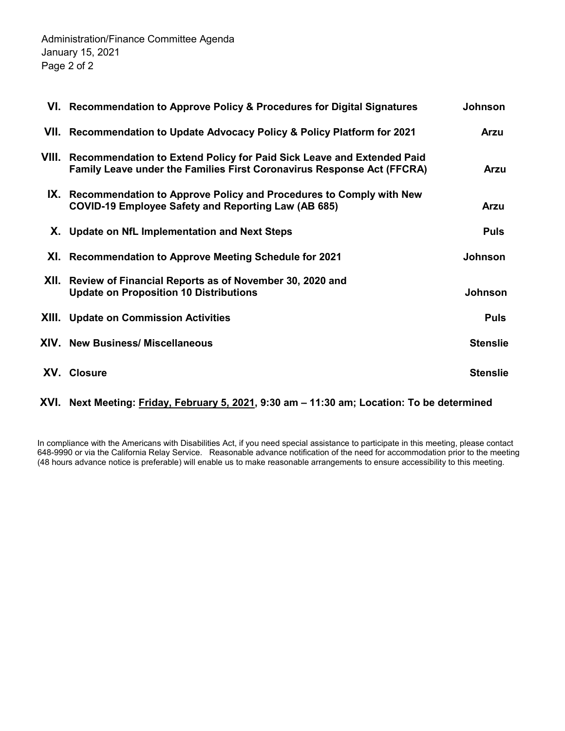| | | |
|---|---|---|
| **VI.** | **Recommendation to Approve Policy & Procedures for Digital Signatures** | **Johnson** |
| **VII.** | **Recommendation to Update Advocacy Policy & Policy Platform for 2021** | **Arzu** |
| **VIII.** | **Recommendation to Extend Policy for Paid Sick Leave and Extended Paid Family Leave under the Families First Coronavirus Response Act (FFCRA)** | **Arzu** |
| **IX.** | **Recommendation to Approve Policy and Procedures to Comply with New COVID-19 Employee Safety and Reporting Law (AB 685)** | **Arzu** |
| **X.** | **Update on NfL Implementation and Next Steps** | **Puls** |
| **XI.** | **Recommendation to Approve Meeting Schedule for 2021** | **Johnson** |
| **XII.** | **Review of Financial Reports as of November 30, 2020 and Update on Proposition 10 Distributions** | **Johnson** |
| **XIII.** | **Update on Commission Activities** | **Puls** |
| **XIV.** | **New Business/ Miscellaneous** | **Stenslie** |
| **XV.** | **Closure** | **Stenslie** |

**XVI. Next Meeting: Friday, February 5, 2021, 9:30 am – 11:30 am; Location: To be determined**

In compliance with the Americans with Disabilities Act, if you need special assistance to participate in this meeting, please contact 648-9990 or via the California Relay Service. Reasonable advance notification of the need for accommodation prior to the meeting (48 hours advance notice is preferable) will enable us to make reasonable arrangements to ensure accessibility to this meeting.